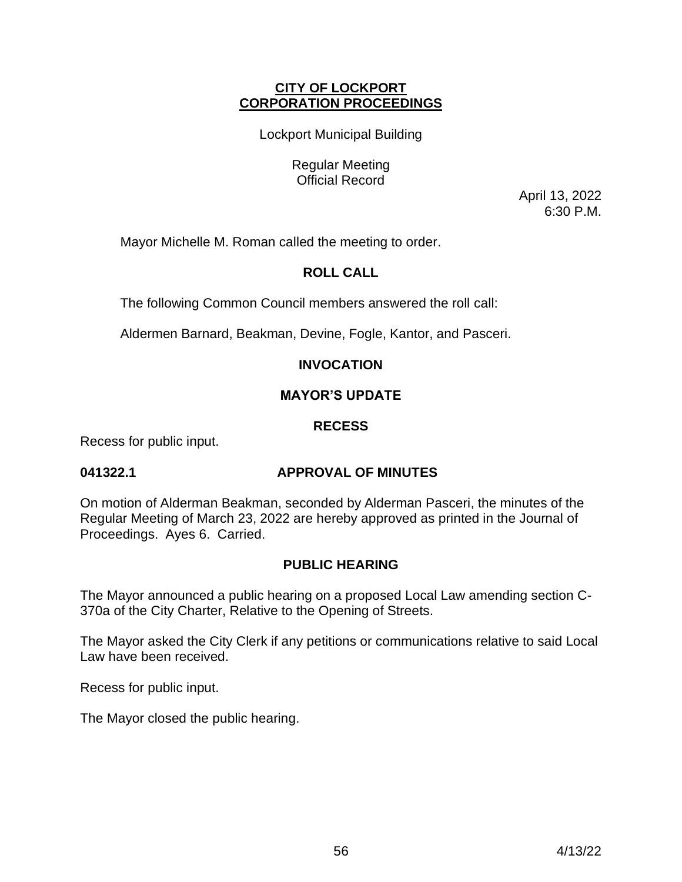# CITY OF LOCKPORT
# CORPORATION PROCEEDINGS

Lockport Municipal Building

Regular Meeting
Official Record

April 13, 2022
6:30 P.M.

Mayor Michelle M. Roman called the meeting to order.

## ROLL CALL

The following Common Council members answered the roll call:

Aldermen Barnard, Beakman, Devine, Fogle, Kantor, and Pasceri.

## INVOCATION

## MAYOR'S UPDATE

## RECESS

Recess for public input.

**041322.1 APPROVAL OF MINUTES**

On motion of Alderman Beakman, seconded by Alderman Pasceri, the minutes of the Regular Meeting of March 23, 2022 are hereby approved as printed in the Journal of Proceedings. Ayes 6. Carried.

## PUBLIC HEARING

The Mayor announced a public hearing on a proposed Local Law amending section C-370a of the City Charter, Relative to the Opening of Streets.

The Mayor asked the City Clerk if any petitions or communications relative to said Local Law have been received.

Recess for public input.

The Mayor closed the public hearing.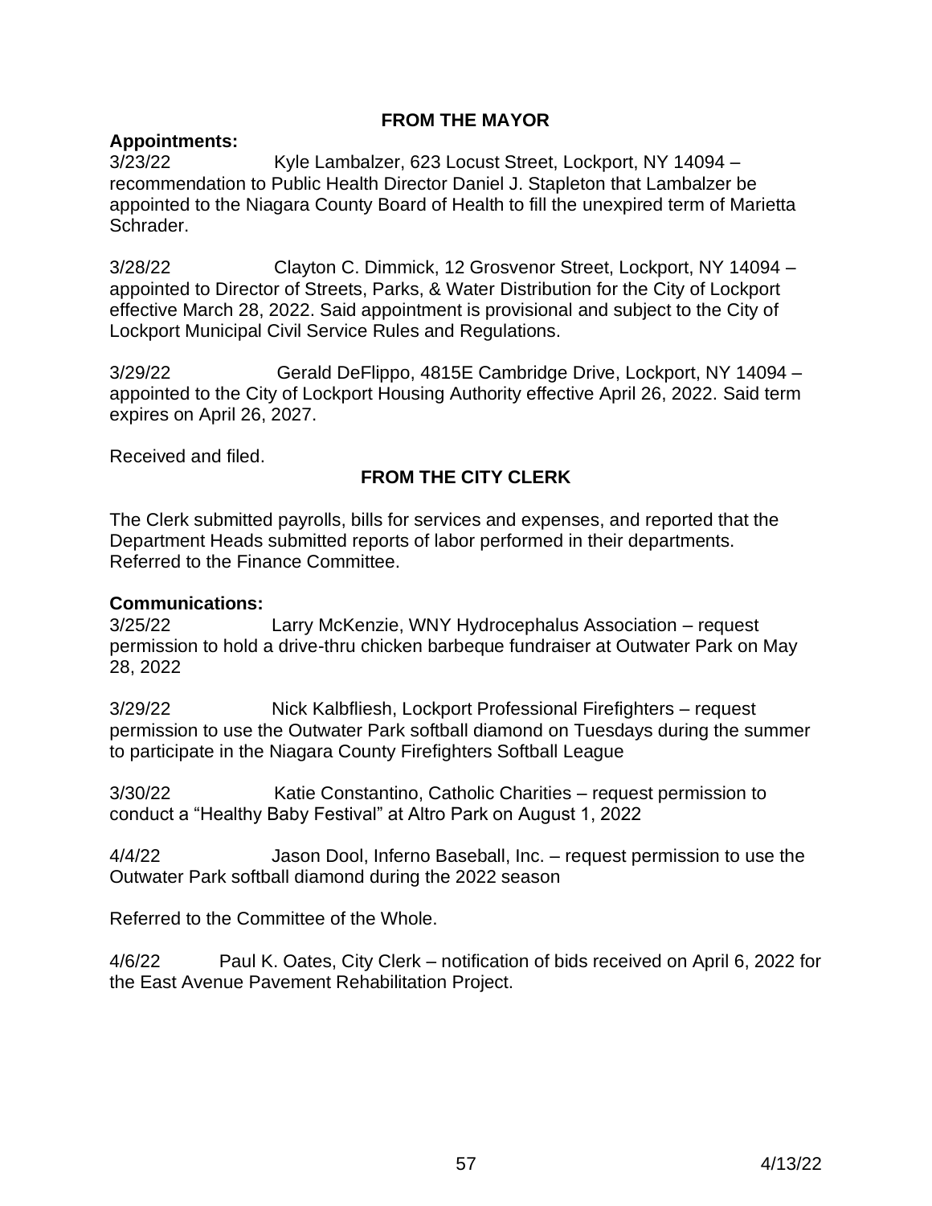## FROM THE MAYOR

**Appointments:**

3/23/22 Kyle Lambalzer, 623 Locust Street, Lockport, NY 14094 – recommendation to Public Health Director Daniel J. Stapleton that Lambalzer be appointed to the Niagara County Board of Health to fill the unexpired term of Marietta Schrader.

3/28/22 Clayton C. Dimmick, 12 Grosvenor Street, Lockport, NY 14094 – appointed to Director of Streets, Parks, & Water Distribution for the City of Lockport effective March 28, 2022. Said appointment is provisional and subject to the City of Lockport Municipal Civil Service Rules and Regulations.

3/29/22 Gerald DeFlippo, 4815E Cambridge Drive, Lockport, NY 14094 – appointed to the City of Lockport Housing Authority effective April 26, 2022. Said term expires on April 26, 2027.

Received and filed.

## FROM THE CITY CLERK

The Clerk submitted payrolls, bills for services and expenses, and reported that the Department Heads submitted reports of labor performed in their departments. Referred to the Finance Committee.

**Communications:**

3/25/22 Larry McKenzie, WNY Hydrocephalus Association – request permission to hold a drive-thru chicken barbeque fundraiser at Outwater Park on May 28, 2022

3/29/22 Nick Kalbfliesh, Lockport Professional Firefighters – request permission to use the Outwater Park softball diamond on Tuesdays during the summer to participate in the Niagara County Firefighters Softball League

3/30/22 Katie Constantino, Catholic Charities – request permission to conduct a "Healthy Baby Festival" at Altro Park on August 1, 2022

4/4/22 Jason Dool, Inferno Baseball, Inc. – request permission to use the Outwater Park softball diamond during the 2022 season

Referred to the Committee of the Whole.

4/6/22 Paul K. Oates, City Clerk – notification of bids received on April 6, 2022 for the East Avenue Pavement Rehabilitation Project.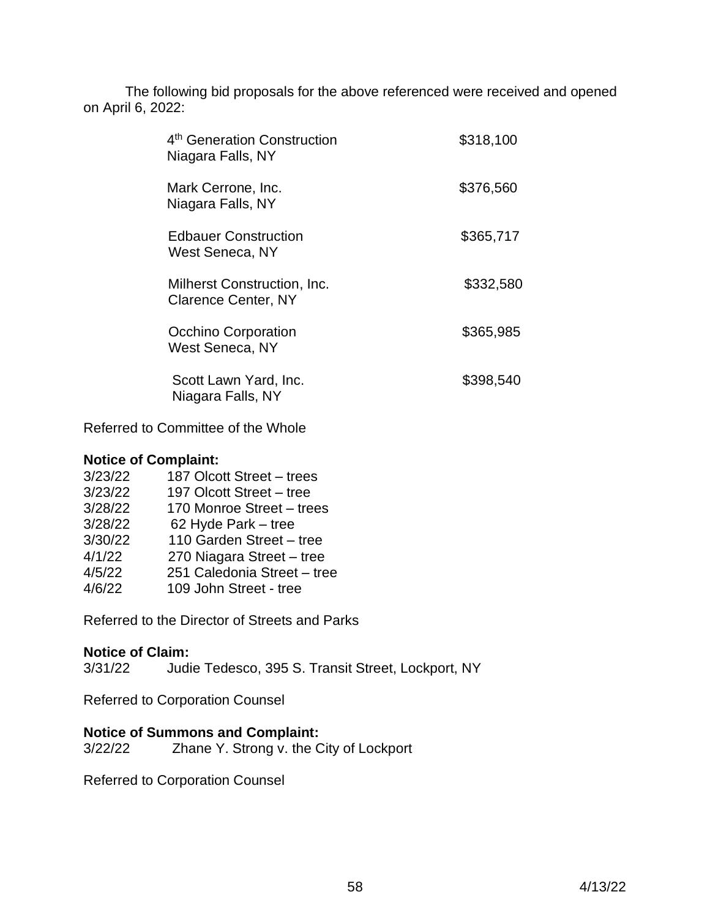The following bid proposals for the above referenced were received and opened on April 6, 2022:

| Bidder | Amount |
|---|---|
| 4th Generation Construction<br>Niagara Falls, NY | $318,100 |
| Mark Cerrone, Inc.<br>Niagara Falls, NY | $376,560 |
| Edbauer Construction<br>West Seneca, NY | $365,717 |
| Milherst Construction, Inc.<br>Clarence Center, NY | $332,580 |
| Occhino Corporation<br>West Seneca, NY | $365,985 |
| Scott Lawn Yard, Inc.<br>Niagara Falls, NY | $398,540 |

Referred to Committee of the Whole

**Notice of Complaint:**

3/23/22 187 Olcott Street – trees
3/23/22 197 Olcott Street – tree
3/28/22 170 Monroe Street – trees
3/28/22 62 Hyde Park – tree
3/30/22 110 Garden Street – tree
4/1/22 270 Niagara Street – tree
4/5/22 251 Caledonia Street – tree
4/6/22 109 John Street - tree

Referred to the Director of Streets and Parks

**Notice of Claim:**

3/31/22 Judie Tedesco, 395 S. Transit Street, Lockport, NY

Referred to Corporation Counsel

**Notice of Summons and Complaint:**

3/22/22 Zhane Y. Strong v. the City of Lockport

Referred to Corporation Counsel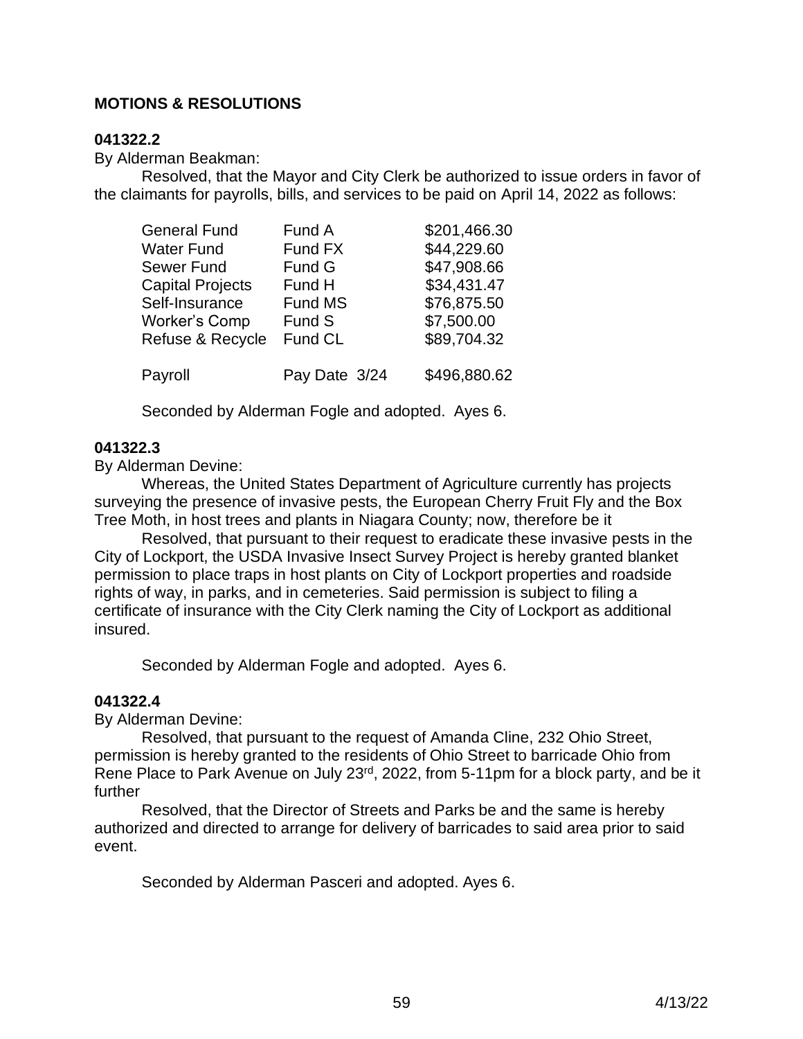**MOTIONS & RESOLUTIONS**

**041322.2**

By Alderman Beakman:

Resolved, that the Mayor and City Clerk be authorized to issue orders in favor of the claimants for payrolls, bills, and services to be paid on April 14, 2022 as follows:

| | | |
|---|---|---|
| General Fund | Fund A | $201,466.30 |
| Water Fund | Fund FX | $44,229.60 |
| Sewer Fund | Fund G | $47,908.66 |
| Capital Projects | Fund H | $34,431.47 |
| Self-Insurance | Fund MS | $76,875.50 |
| Worker's Comp | Fund S | $7,500.00 |
| Refuse & Recycle | Fund CL | $89,704.32 |
| Payroll | Pay Date 3/24 | $496,880.62 |

Seconded by Alderman Fogle and adopted. Ayes 6.

**041322.3**

By Alderman Devine:

Whereas, the United States Department of Agriculture currently has projects surveying the presence of invasive pests, the European Cherry Fruit Fly and the Box Tree Moth, in host trees and plants in Niagara County; now, therefore be it

Resolved, that pursuant to their request to eradicate these invasive pests in the City of Lockport, the USDA Invasive Insect Survey Project is hereby granted blanket permission to place traps in host plants on City of Lockport properties and roadside rights of way, in parks, and in cemeteries. Said permission is subject to filing a certificate of insurance with the City Clerk naming the City of Lockport as additional insured.

Seconded by Alderman Fogle and adopted. Ayes 6.

**041322.4**

By Alderman Devine:

Resolved, that pursuant to the request of Amanda Cline, 232 Ohio Street, permission is hereby granted to the residents of Ohio Street to barricade Ohio from Rene Place to Park Avenue on July 23rd, 2022, from 5-11pm for a block party, and be it further

Resolved, that the Director of Streets and Parks be and the same is hereby authorized and directed to arrange for delivery of barricades to said area prior to said event.

Seconded by Alderman Pasceri and adopted. Ayes 6.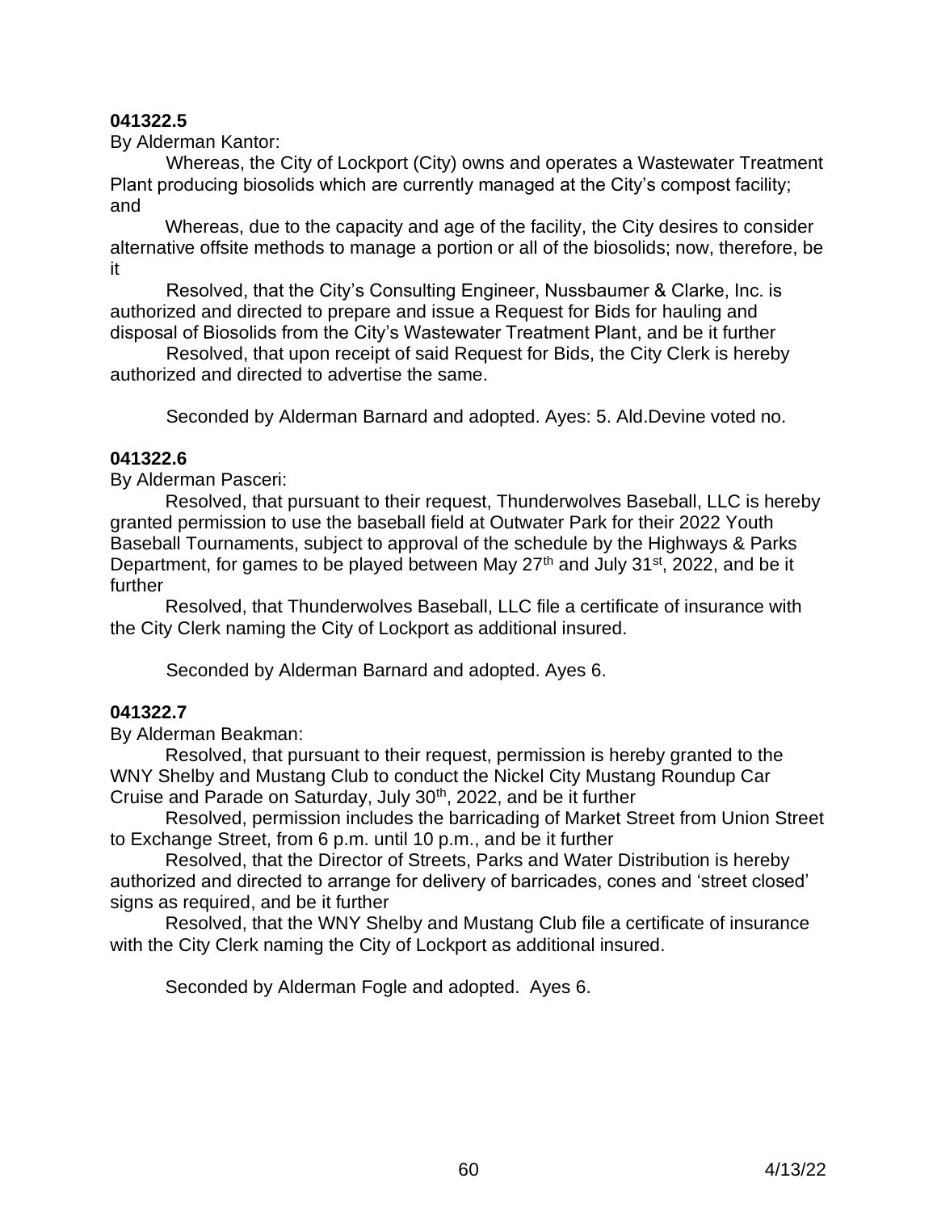**041322.5**

By Alderman Kantor:

Whereas, the City of Lockport (City) owns and operates a Wastewater Treatment Plant producing biosolids which are currently managed at the City's compost facility; and

Whereas, due to the capacity and age of the facility, the City desires to consider alternative offsite methods to manage a portion or all of the biosolids; now, therefore, be it

Resolved, that the City's Consulting Engineer, Nussbaumer & Clarke, Inc. is authorized and directed to prepare and issue a Request for Bids for hauling and disposal of Biosolids from the City's Wastewater Treatment Plant, and be it further

Resolved, that upon receipt of said Request for Bids, the City Clerk is hereby authorized and directed to advertise the same.

Seconded by Alderman Barnard and adopted. Ayes: 5. Ald.Devine voted no.

**041322.6**

By Alderman Pasceri:

Resolved, that pursuant to their request, Thunderwolves Baseball, LLC is hereby granted permission to use the baseball field at Outwater Park for their 2022 Youth Baseball Tournaments, subject to approval of the schedule by the Highways & Parks Department, for games to be played between May 27th and July 31st, 2022, and be it further

Resolved, that Thunderwolves Baseball, LLC file a certificate of insurance with the City Clerk naming the City of Lockport as additional insured.

Seconded by Alderman Barnard and adopted. Ayes 6.

**041322.7**

By Alderman Beakman:

Resolved, that pursuant to their request, permission is hereby granted to the WNY Shelby and Mustang Club to conduct the Nickel City Mustang Roundup Car Cruise and Parade on Saturday, July 30th, 2022, and be it further

Resolved, permission includes the barricading of Market Street from Union Street to Exchange Street, from 6 p.m. until 10 p.m., and be it further

Resolved, that the Director of Streets, Parks and Water Distribution is hereby authorized and directed to arrange for delivery of barricades, cones and 'street closed' signs as required, and be it further

Resolved, that the WNY Shelby and Mustang Club file a certificate of insurance with the City Clerk naming the City of Lockport as additional insured.

Seconded by Alderman Fogle and adopted. Ayes 6.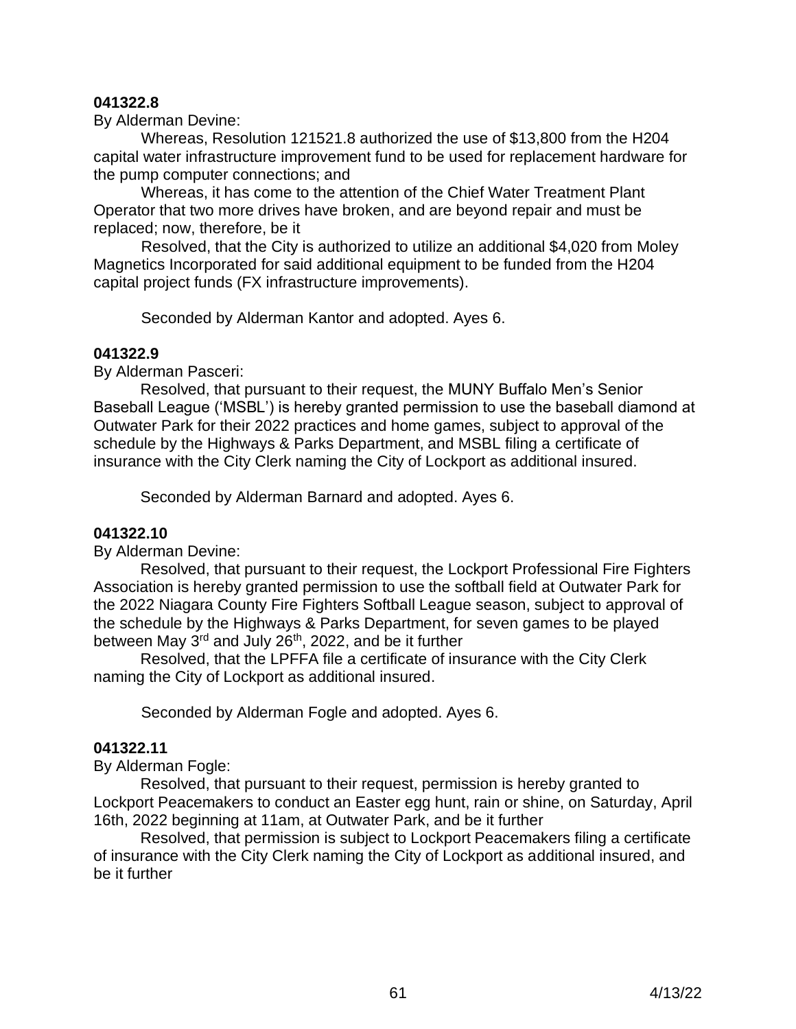**041322.8**

By Alderman Devine:

Whereas, Resolution 121521.8 authorized the use of $13,800 from the H204 capital water infrastructure improvement fund to be used for replacement hardware for the pump computer connections; and

Whereas, it has come to the attention of the Chief Water Treatment Plant Operator that two more drives have broken, and are beyond repair and must be replaced; now, therefore, be it

Resolved, that the City is authorized to utilize an additional $4,020 from Moley Magnetics Incorporated for said additional equipment to be funded from the H204 capital project funds (FX infrastructure improvements).

Seconded by Alderman Kantor and adopted. Ayes 6.

**041322.9**

By Alderman Pasceri:

Resolved, that pursuant to their request, the MUNY Buffalo Men's Senior Baseball League ('MSBL') is hereby granted permission to use the baseball diamond at Outwater Park for their 2022 practices and home games, subject to approval of the schedule by the Highways & Parks Department, and MSBL filing a certificate of insurance with the City Clerk naming the City of Lockport as additional insured.

Seconded by Alderman Barnard and adopted. Ayes 6.

**041322.10**

By Alderman Devine:

Resolved, that pursuant to their request, the Lockport Professional Fire Fighters Association is hereby granted permission to use the softball field at Outwater Park for the 2022 Niagara County Fire Fighters Softball League season, subject to approval of the schedule by the Highways & Parks Department, for seven games to be played between May 3rd and July 26th, 2022, and be it further

Resolved, that the LPFFA file a certificate of insurance with the City Clerk naming the City of Lockport as additional insured.

Seconded by Alderman Fogle and adopted. Ayes 6.

**041322.11**

By Alderman Fogle:

Resolved, that pursuant to their request, permission is hereby granted to Lockport Peacemakers to conduct an Easter egg hunt, rain or shine, on Saturday, April 16th, 2022 beginning at 11am, at Outwater Park, and be it further

Resolved, that permission is subject to Lockport Peacemakers filing a certificate of insurance with the City Clerk naming the City of Lockport as additional insured, and be it further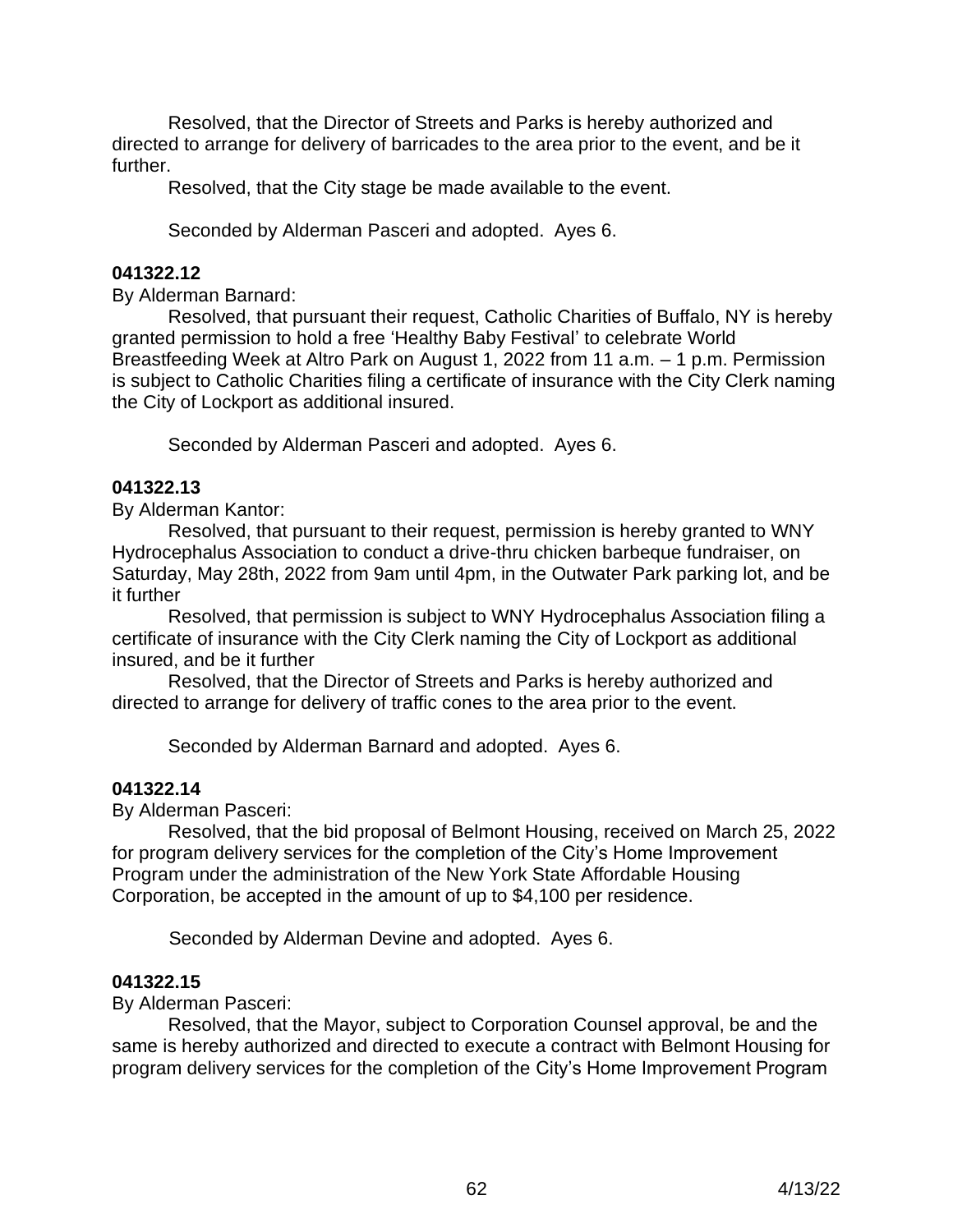Resolved, that the Director of Streets and Parks is hereby authorized and directed to arrange for delivery of barricades to the area prior to the event, and be it further.

Resolved, that the City stage be made available to the event.

Seconded by Alderman Pasceri and adopted. Ayes 6.

**041322.12**

By Alderman Barnard:

Resolved, that pursuant their request, Catholic Charities of Buffalo, NY is hereby granted permission to hold a free 'Healthy Baby Festival' to celebrate World Breastfeeding Week at Altro Park on August 1, 2022 from 11 a.m. – 1 p.m. Permission is subject to Catholic Charities filing a certificate of insurance with the City Clerk naming the City of Lockport as additional insured.

Seconded by Alderman Pasceri and adopted. Ayes 6.

**041322.13**

By Alderman Kantor:

Resolved, that pursuant to their request, permission is hereby granted to WNY Hydrocephalus Association to conduct a drive-thru chicken barbeque fundraiser, on Saturday, May 28th, 2022 from 9am until 4pm, in the Outwater Park parking lot, and be it further

Resolved, that permission is subject to WNY Hydrocephalus Association filing a certificate of insurance with the City Clerk naming the City of Lockport as additional insured, and be it further

Resolved, that the Director of Streets and Parks is hereby authorized and directed to arrange for delivery of traffic cones to the area prior to the event.

Seconded by Alderman Barnard and adopted. Ayes 6.

**041322.14**

By Alderman Pasceri:

Resolved, that the bid proposal of Belmont Housing, received on March 25, 2022 for program delivery services for the completion of the City's Home Improvement Program under the administration of the New York State Affordable Housing Corporation, be accepted in the amount of up to $4,100 per residence.

Seconded by Alderman Devine and adopted. Ayes 6.

**041322.15**

By Alderman Pasceri:

Resolved, that the Mayor, subject to Corporation Counsel approval, be and the same is hereby authorized and directed to execute a contract with Belmont Housing for program delivery services for the completion of the City's Home Improvement Program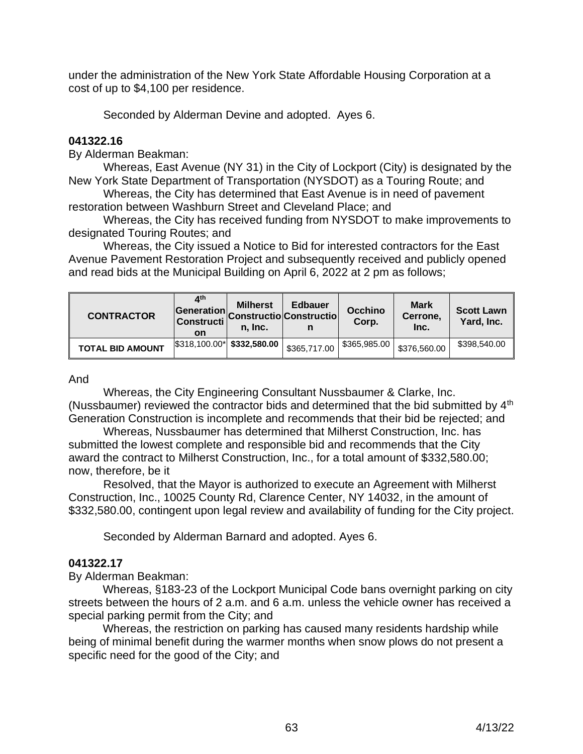under the administration of the New York State Affordable Housing Corporation at a cost of up to $4,100 per residence.

Seconded by Alderman Devine and adopted. Ayes 6.

**041322.16**

By Alderman Beakman:

Whereas, East Avenue (NY 31) in the City of Lockport (City) is designated by the New York State Department of Transportation (NYSDOT) as a Touring Route; and

Whereas, the City has determined that East Avenue is in need of pavement restoration between Washburn Street and Cleveland Place; and

Whereas, the City has received funding from NYSDOT to make improvements to designated Touring Routes; and

Whereas, the City issued a Notice to Bid for interested contractors for the East Avenue Pavement Restoration Project and subsequently received and publicly opened and read bids at the Municipal Building on April 6, 2022 at 2 pm as follows;

| CONTRACTOR | 4th Generation Construction | Milherst Construction, Inc. | Edbauer Construction | Occhino Corp. | Mark Cerrone, Inc. | Scott Lawn Yard, Inc. |
|---|---|---|---|---|---|---|
| **TOTAL BID AMOUNT** | $318,100.00* | **$332,580.00** | $365,717.00 | $365,985.00 | $376,560.00 | $398,540.00 |

And

Whereas, the City Engineering Consultant Nussbaumer & Clarke, Inc. (Nussbaumer) reviewed the contractor bids and determined that the bid submitted by 4th Generation Construction is incomplete and recommends that their bid be rejected; and

Whereas, Nussbaumer has determined that Milherst Construction, Inc. has submitted the lowest complete and responsible bid and recommends that the City award the contract to Milherst Construction, Inc., for a total amount of $332,580.00; now, therefore, be it

Resolved, that the Mayor is authorized to execute an Agreement with Milherst Construction, Inc., 10025 County Rd, Clarence Center, NY 14032, in the amount of $332,580.00, contingent upon legal review and availability of funding for the City project.

Seconded by Alderman Barnard and adopted. Ayes 6.

**041322.17**

By Alderman Beakman:

Whereas, §183-23 of the Lockport Municipal Code bans overnight parking on city streets between the hours of 2 a.m. and 6 a.m. unless the vehicle owner has received a special parking permit from the City; and

Whereas, the restriction on parking has caused many residents hardship while being of minimal benefit during the warmer months when snow plows do not present a specific need for the good of the City; and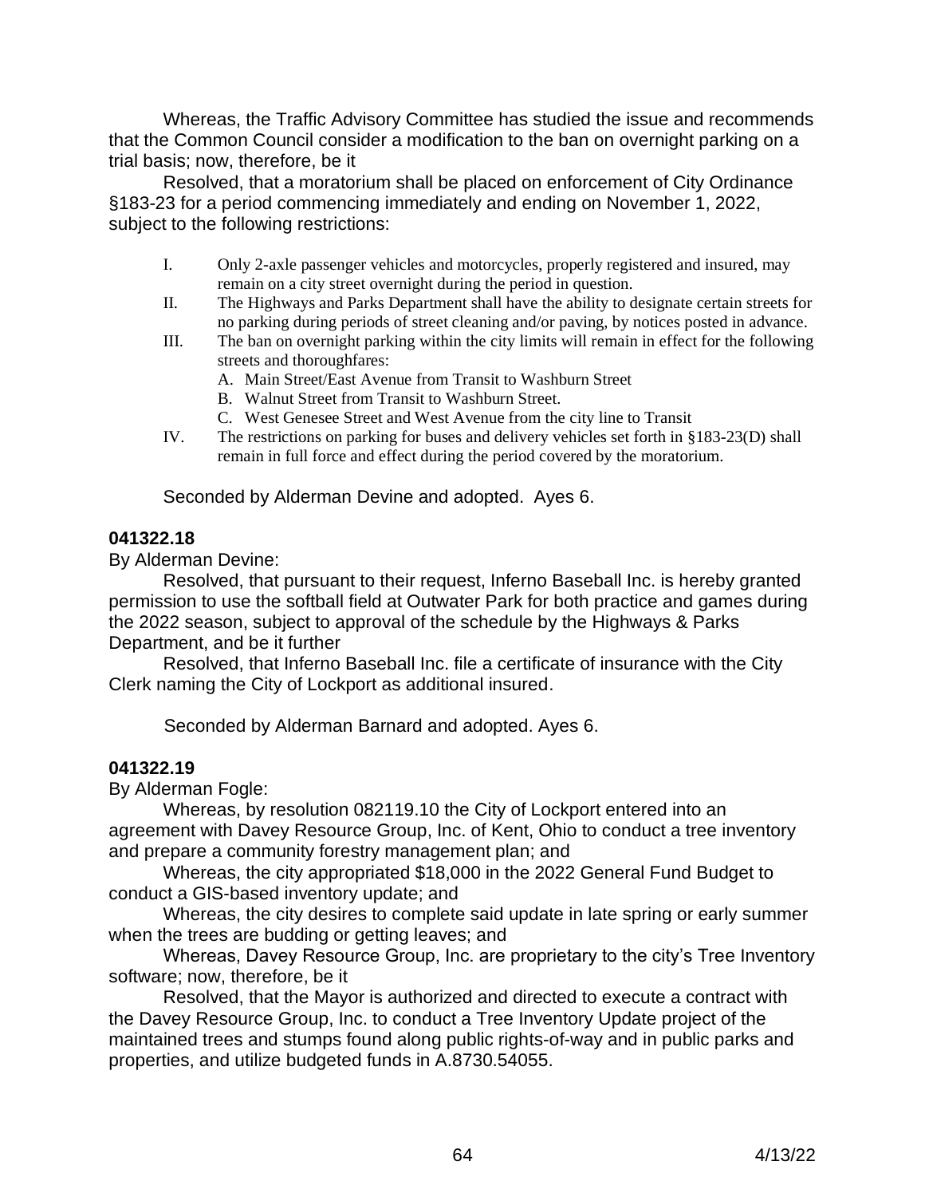Whereas, the Traffic Advisory Committee has studied the issue and recommends that the Common Council consider a modification to the ban on overnight parking on a trial basis; now, therefore, be it

Resolved, that a moratorium shall be placed on enforcement of City Ordinance §183-23 for a period commencing immediately and ending on November 1, 2022, subject to the following restrictions:

I. Only 2-axle passenger vehicles and motorcycles, properly registered and insured, may remain on a city street overnight during the period in question.

II. The Highways and Parks Department shall have the ability to designate certain streets for no parking during periods of street cleaning and/or paving, by notices posted in advance.

III. The ban on overnight parking within the city limits will remain in effect for the following streets and thoroughfares:

   A. Main Street/East Avenue from Transit to Washburn Street
   B. Walnut Street from Transit to Washburn Street.
   C. West Genesee Street and West Avenue from the city line to Transit

IV. The restrictions on parking for buses and delivery vehicles set forth in §183-23(D) shall remain in full force and effect during the period covered by the moratorium.

Seconded by Alderman Devine and adopted. Ayes 6.

**041322.18**

By Alderman Devine:

Resolved, that pursuant to their request, Inferno Baseball Inc. is hereby granted permission to use the softball field at Outwater Park for both practice and games during the 2022 season, subject to approval of the schedule by the Highways & Parks Department, and be it further

Resolved, that Inferno Baseball Inc. file a certificate of insurance with the City Clerk naming the City of Lockport as additional insured.

Seconded by Alderman Barnard and adopted. Ayes 6.

**041322.19**

By Alderman Fogle:

Whereas, by resolution 082119.10 the City of Lockport entered into an agreement with Davey Resource Group, Inc. of Kent, Ohio to conduct a tree inventory and prepare a community forestry management plan; and

Whereas, the city appropriated $18,000 in the 2022 General Fund Budget to conduct a GIS-based inventory update; and

Whereas, the city desires to complete said update in late spring or early summer when the trees are budding or getting leaves; and

Whereas, Davey Resource Group, Inc. are proprietary to the city's Tree Inventory software; now, therefore, be it

Resolved, that the Mayor is authorized and directed to execute a contract with the Davey Resource Group, Inc. to conduct a Tree Inventory Update project of the maintained trees and stumps found along public rights-of-way and in public parks and properties, and utilize budgeted funds in A.8730.54055.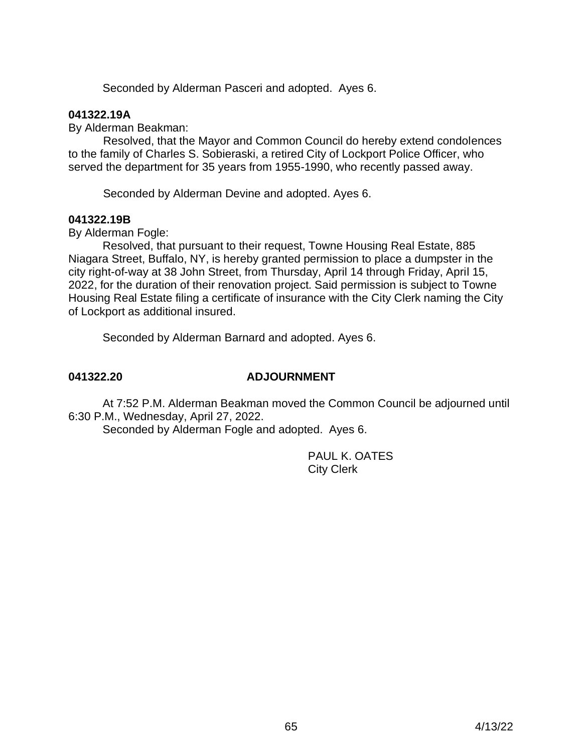Seconded by Alderman Pasceri and adopted. Ayes 6.

**041322.19A**

By Alderman Beakman:

Resolved, that the Mayor and Common Council do hereby extend condolences to the family of Charles S. Sobieraski, a retired City of Lockport Police Officer, who served the department for 35 years from 1955-1990, who recently passed away.

Seconded by Alderman Devine and adopted. Ayes 6.

**041322.19B**

By Alderman Fogle:

Resolved, that pursuant to their request, Towne Housing Real Estate, 885 Niagara Street, Buffalo, NY, is hereby granted permission to place a dumpster in the city right-of-way at 38 John Street, from Thursday, April 14 through Friday, April 15, 2022, for the duration of their renovation project. Said permission is subject to Towne Housing Real Estate filing a certificate of insurance with the City Clerk naming the City of Lockport as additional insured.

Seconded by Alderman Barnard and adopted. Ayes 6.

**041322.20 ADJOURNMENT**

At 7:52 P.M. Alderman Beakman moved the Common Council be adjourned until 6:30 P.M., Wednesday, April 27, 2022.

Seconded by Alderman Fogle and adopted. Ayes 6.

PAUL K. OATES
City Clerk